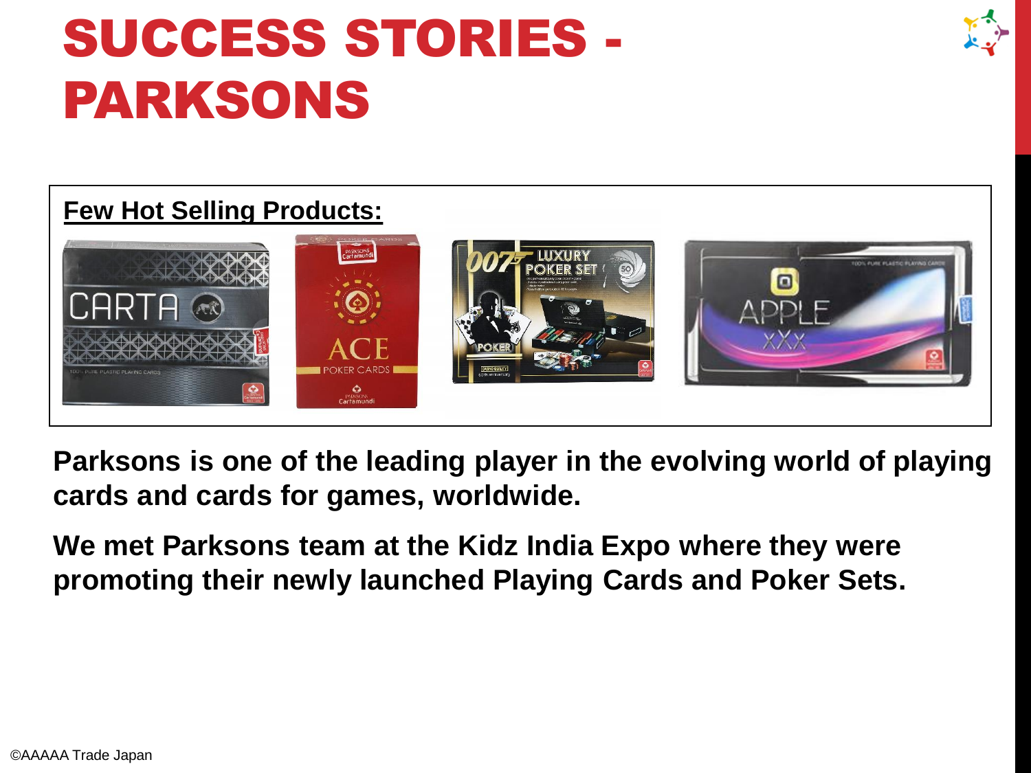# SUCCESS STORIES - PARKSONS

**Few Hot Selling Products:**

**Parksons is one of the leading player in the evolving world of playing cards and cards for games, worldwide.**

**We met Parksons team at the Kidz India Expo where they were promoting their newly launched Playing Cards and Poker Sets.**

©AAAAA Trade Japan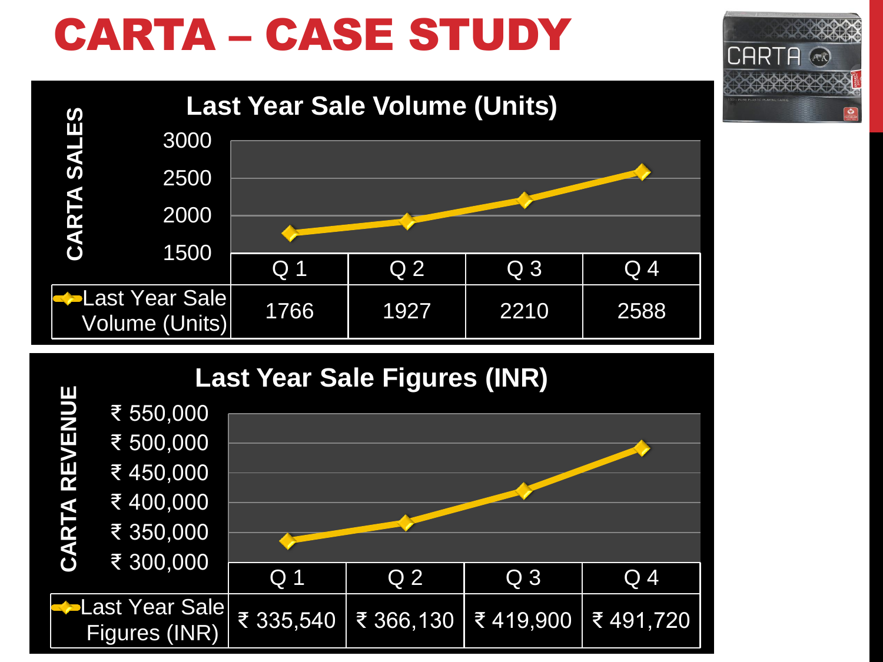# CARTA – CASE STUDY

## CARTA SALES

### Last Year Sale Volume (Units)

| | Q 1 | Q 2 | Q 3 | Q 4 |
|---|---|---|---|---|
| Last Year Sale Volume (Units) | 1766 | 1927 | 2210 | 2588 |

## CARTA REVENUE

### Last Year Sale Figures (INR)

| | Q 1 | Q 2 | Q 3 | Q 4 |
|---|---|---|---|---|
| Last Year Sale Figures (INR) | ₹ 335,540 | ₹ 366,130 | ₹ 419,900 | ₹ 491,720 |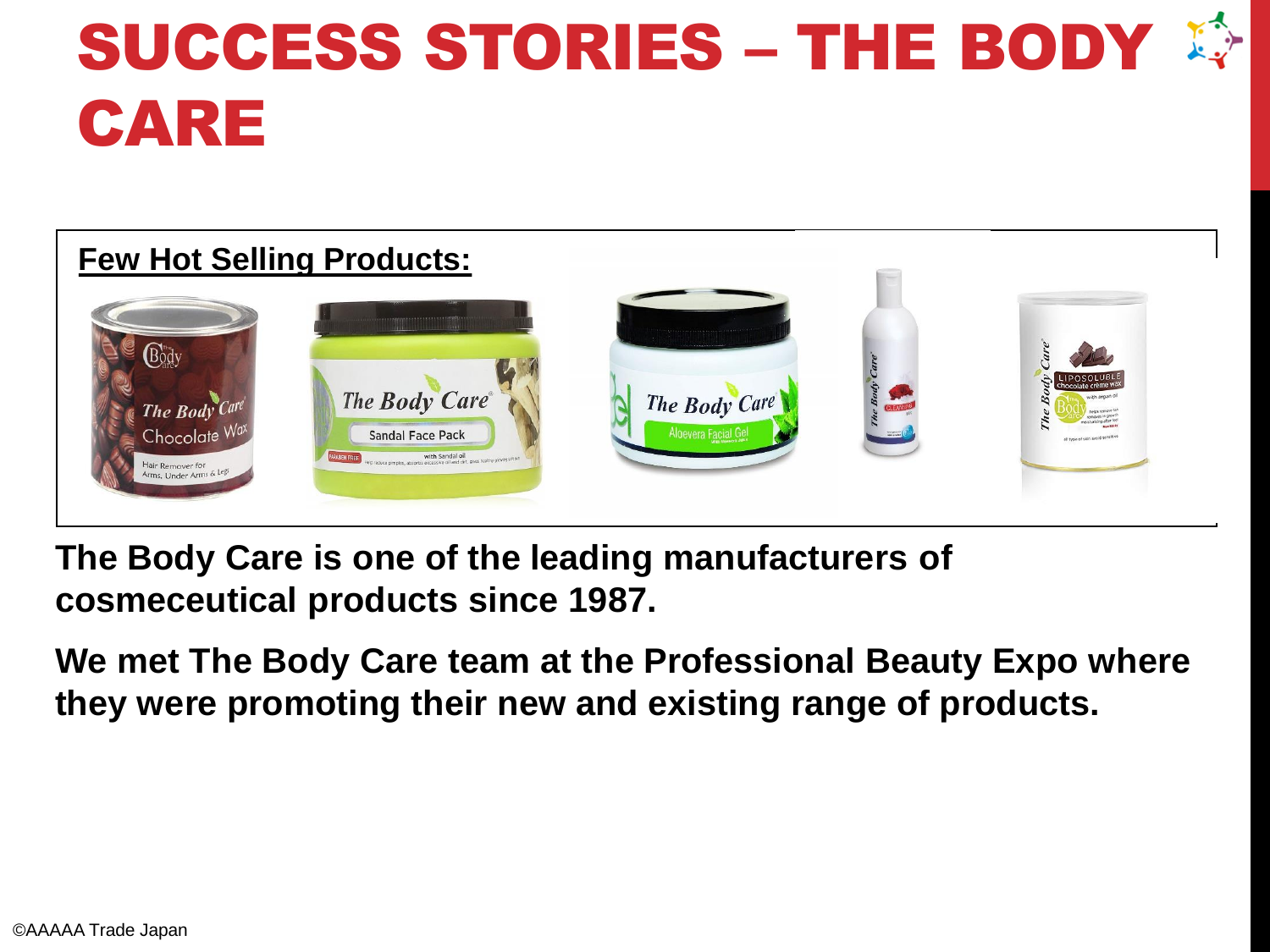# SUCCESS STORIES – THE BODY CARE

**Few Hot Selling Products:**

**The Body Care is one of the leading manufacturers of cosmeceutical products since 1987.**

**We met The Body Care team at the Professional Beauty Expo where they were promoting their new and existing range of products.**

©AAAAA Trade Japan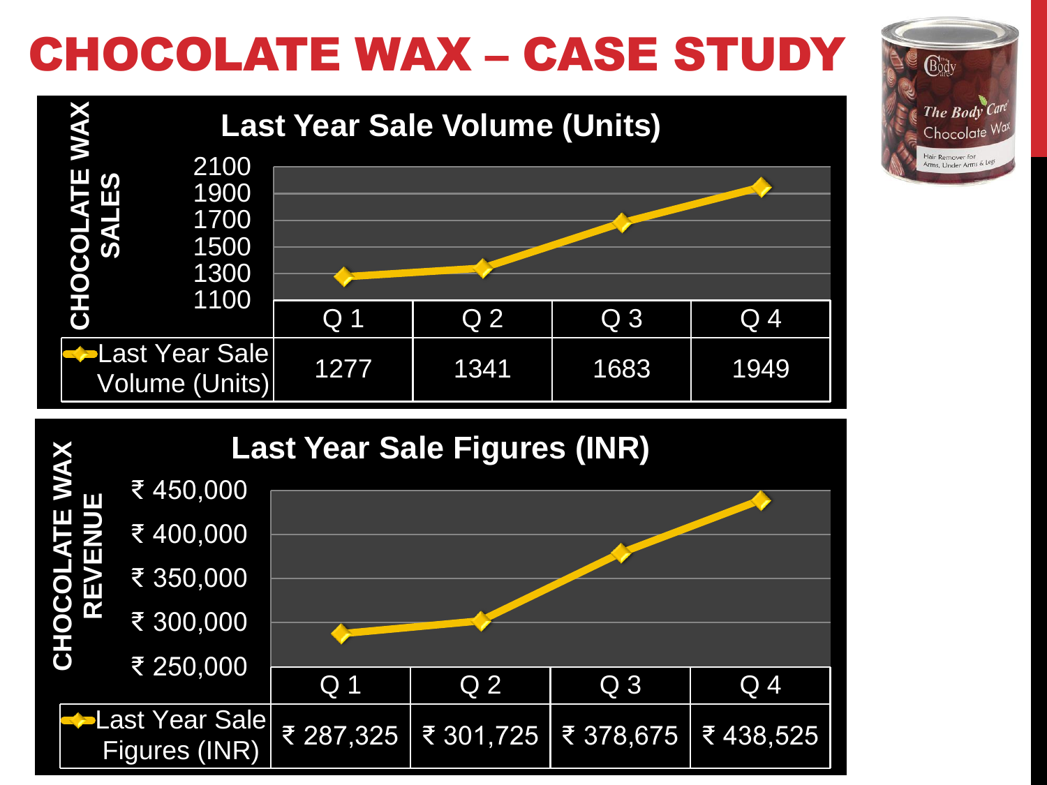# CHOCOLATE WAX – CASE STUDY

## Last Year Sale Volume (Units)

CHOCOLATE WAX SALES

| | Q 1 | Q 2 | Q 3 | Q 4 |
|---|---|---|---|---|
| Last Year Sale Volume (Units) | 1277 | 1341 | 1683 | 1949 |

## Last Year Sale Figures (INR)

CHOCOLATE WAX REVENUE

| | Q 1 | Q 2 | Q 3 | Q 4 |
|---|---|---|---|---|
| Last Year Sale Figures (INR) | ₹ 287,325 | ₹ 301,725 | ₹ 378,675 | ₹ 438,525 |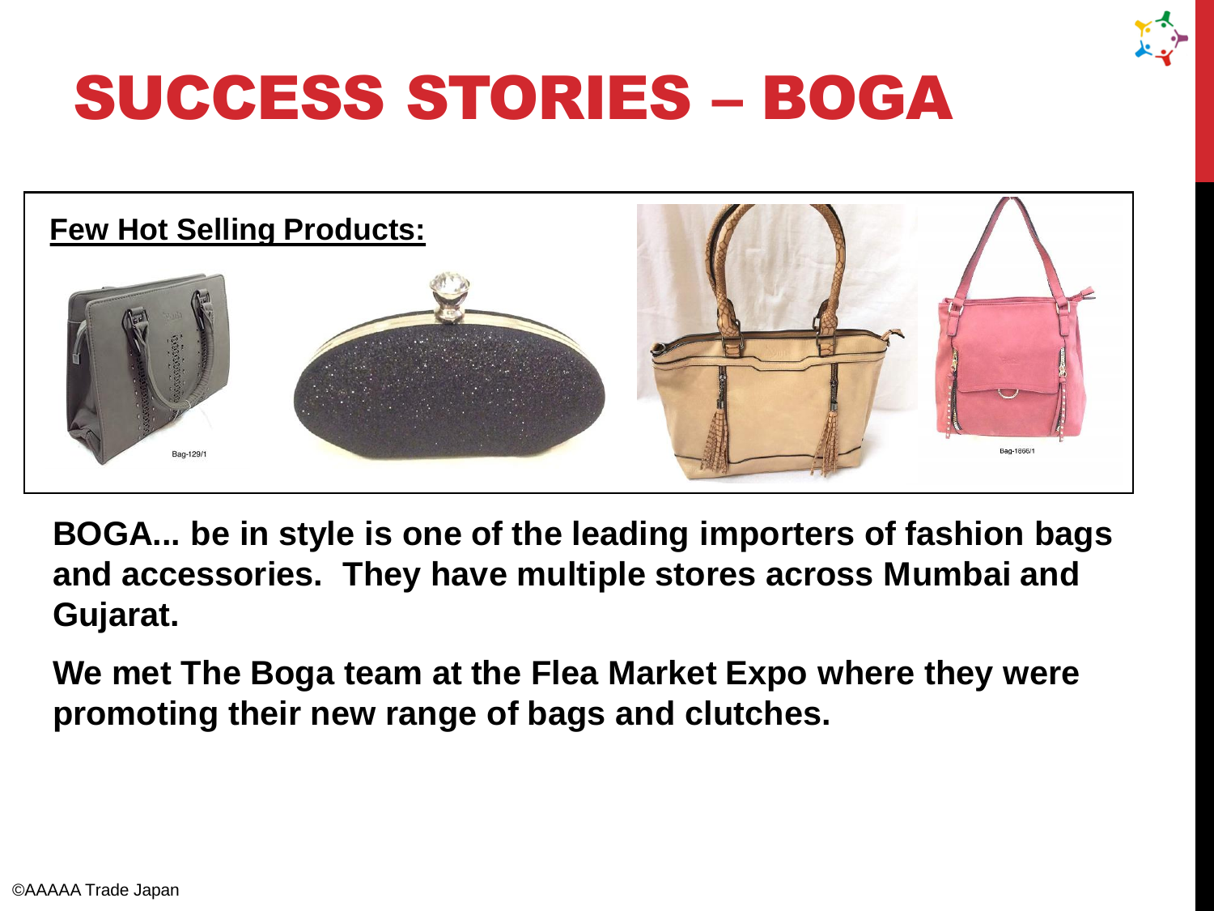# SUCCESS STORIES – BOGA

**Few Hot Selling Products:**

Bag-129/1

Bag-1866/1

**BOGA... be in style is one of the leading importers of fashion bags and accessories. They have multiple stores across Mumbai and Gujarat.**

**We met The Boga team at the Flea Market Expo where they were promoting their new range of bags and clutches.**

©AAAAA Trade Japan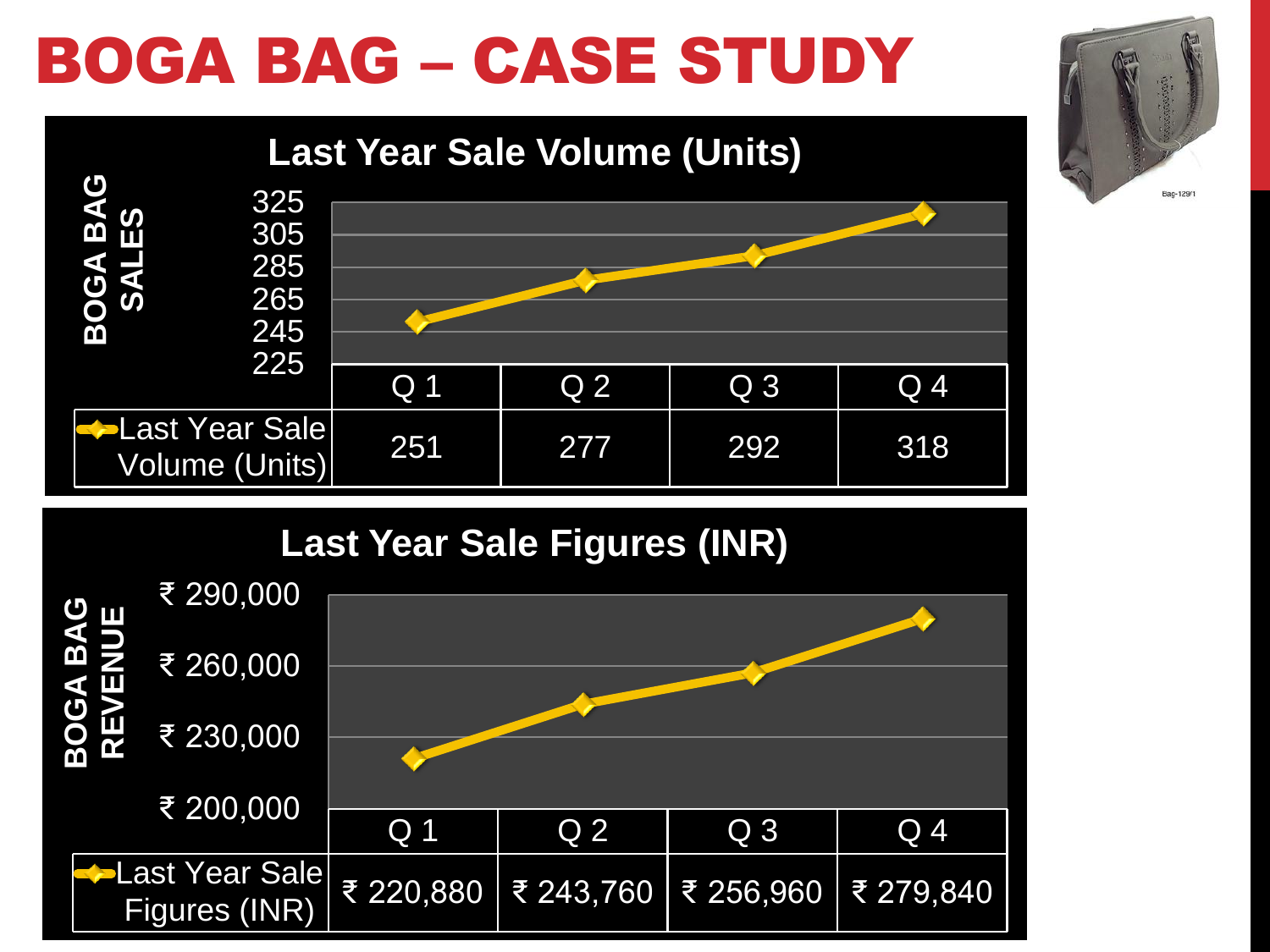# BOGA BAG – CASE STUDY

## Last Year Sale Volume (Units)

BOGA BAG SALES

| | Q 1 | Q 2 | Q 3 | Q 4 |
|---|---|---|---|---|
| Last Year Sale Volume (Units) | 251 | 277 | 292 | 318 |

## Last Year Sale Figures (INR)

BOGA BAG REVENUE

| | Q 1 | Q 2 | Q 3 | Q 4 |
|---|---|---|---|---|
| Last Year Sale Figures (INR) | ₹ 220,880 | ₹ 243,760 | ₹ 256,960 | ₹ 279,840 |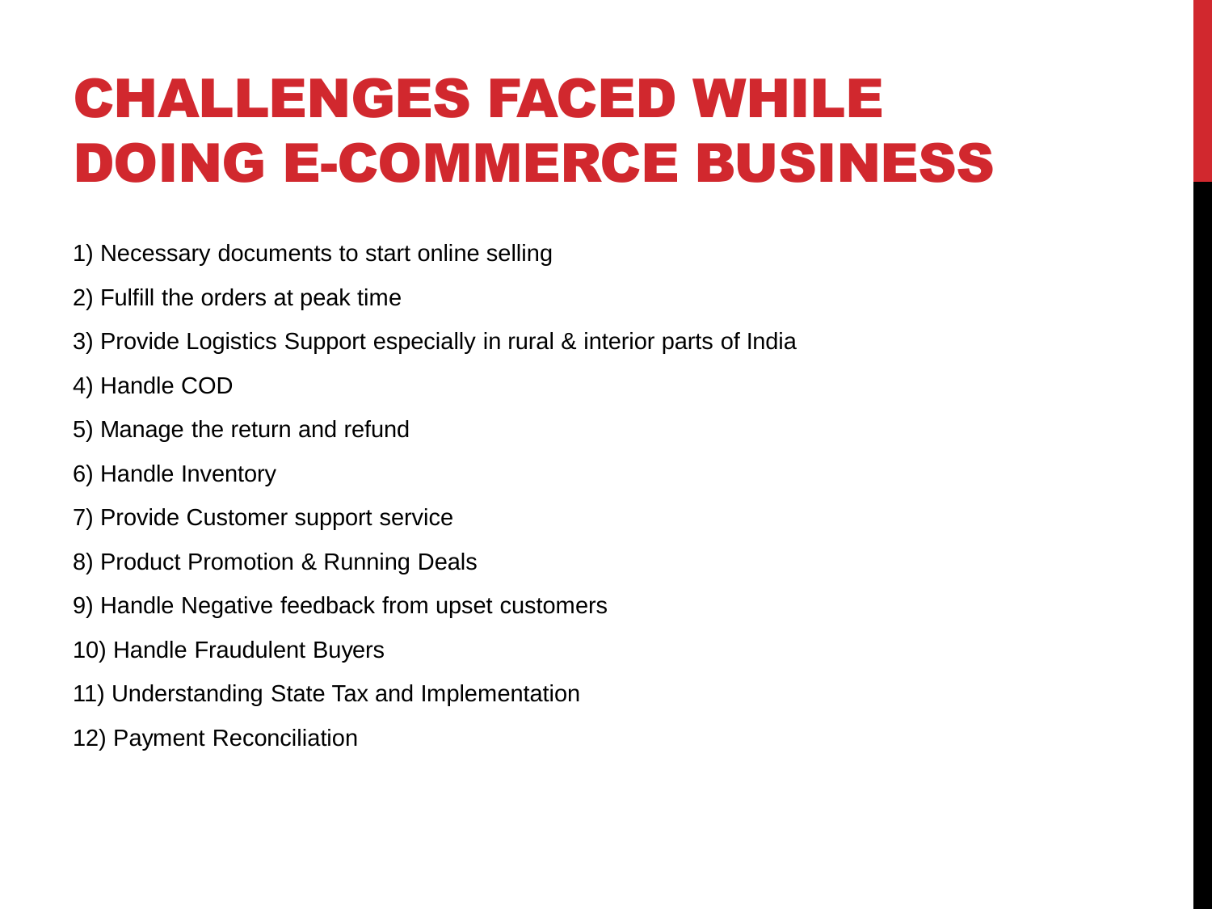# CHALLENGES FACED WHILE DOING E-COMMERCE BUSINESS

1) Necessary documents to start online selling

2) Fulfill the orders at peak time

3) Provide Logistics Support especially in rural & interior parts of India

4) Handle COD

5) Manage the return and refund

6) Handle Inventory

7) Provide Customer support service

8) Product Promotion & Running Deals

9) Handle Negative feedback from upset customers

10) Handle Fraudulent Buyers

11) Understanding State Tax and Implementation

12) Payment Reconciliation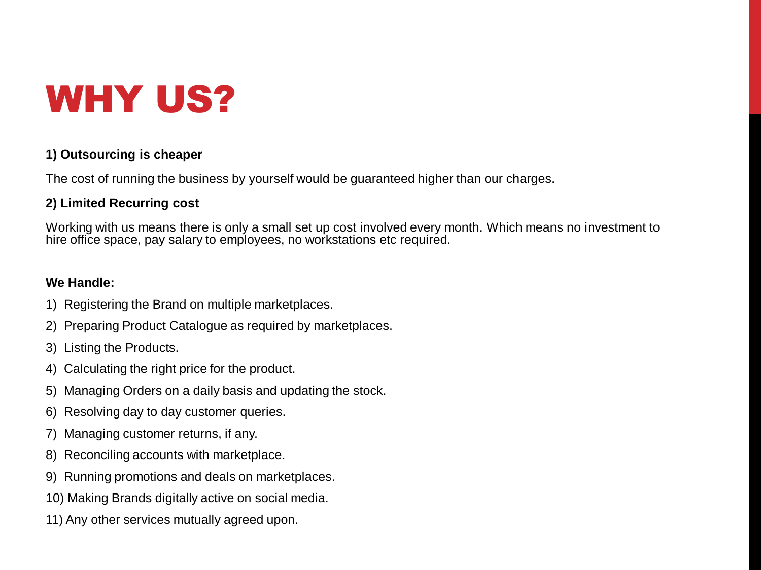# WHY US?

**1) Outsourcing is cheaper**

The cost of running the business by yourself would be guaranteed higher than our charges.

**2) Limited Recurring cost**

Working with us means there is only a small set up cost involved every month. Which means no investment to hire office space, pay salary to employees, no workstations etc required.

**We Handle:**

1) Registering the Brand on multiple marketplaces.
2) Preparing Product Catalogue as required by marketplaces.
3) Listing the Products.
4) Calculating the right price for the product.
5) Managing Orders on a daily basis and updating the stock.
6) Resolving day to day customer queries.
7) Managing customer returns, if any.
8) Reconciling accounts with marketplace.
9) Running promotions and deals on marketplaces.
10) Making Brands digitally active on social media.
11) Any other services mutually agreed upon.